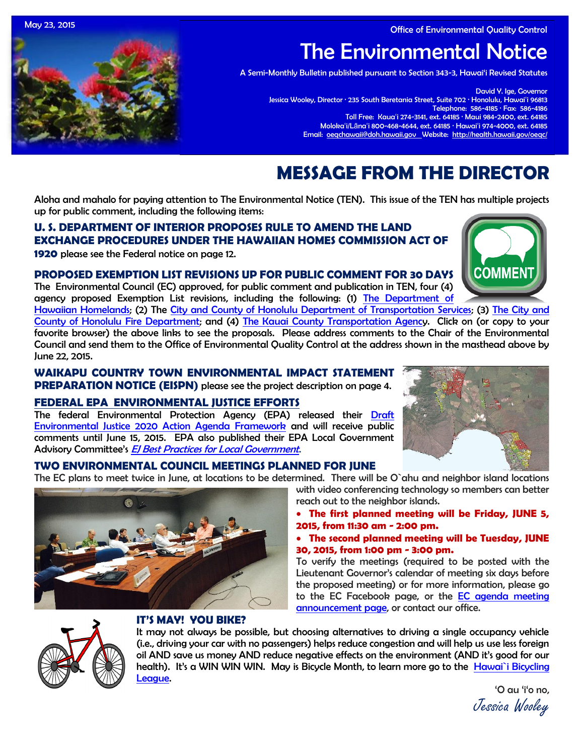May 23, 2015

Office of Environmental Quality Control

# The Environmental Notice

A Semi-Monthly Bulletin published pursuant to Section 343-3, Hawai'i Revised Statutes

David Y. Ige, Governor
Jessica Wooley, Director · 235 South Beretania Street, Suite 702 · Honolulu, Hawai'i 96813
Telephone: 586-4185 · Fax: 586-4186
Toll Free: Kaua'i 274-3141, ext. 64185 · Maui 984-2400, ext. 64185
Moloka'i/Lāna'i 800-468-4644, ext. 64185 · Hawai'i 974-4000, ext. 64185
Email: oeqchawaii@doh.hawaii.gov Website: http://health.hawaii.gov/oeqc/

# MESSAGE FROM THE DIRECTOR

Aloha and mahalo for paying attention to The Environmental Notice (TEN). This issue of the TEN has multiple projects up for public comment, including the following items:

**U. S. DEPARTMENT OF INTERIOR PROPOSES RULE TO AMEND THE LAND EXCHANGE PROCEDURES UNDER THE HAWAIIAN HOMES COMMISSION ACT OF 1920** please see the Federal notice on page 12.

### PROPOSED EXEMPTION LIST REVISIONS UP FOR PUBLIC COMMENT FOR 30 DAYS

The Environmental Council (EC) approved, for public comment and publication in TEN, four (4) agency proposed Exemption List revisions, including the following: (1) The Department of Hawaiian Homelands; (2) The City and County of Honolulu Department of Transportation Services; (3) The City and County of Honolulu Fire Department; and (4) The Kauai County Transportation Agency. Click on (or copy to your favorite browser) the above links to see the proposals. Please address comments to the Chair of the Environmental Council and send them to the Office of Environmental Quality Control at the address shown in the masthead above by June 22, 2015.

**WAIKAPU COUNTRY TOWN ENVIRONMENTAL IMPACT STATEMENT PREPARATION NOTICE (EISPN)** please see the project description on page 4.

### FEDERAL EPA ENVIRONMENTAL JUSTICE EFFORTS

The federal Environmental Protection Agency (EPA) released their Draft Environmental Justice 2020 Action Agenda Framework and will receive public comments until June 15, 2015. EPA also published their EPA Local Government Advisory Committee's *EJ Best Practices for Local Government*.

### TWO ENVIRONMENTAL COUNCIL MEETINGS PLANNED FOR JUNE

The EC plans to meet twice in June, at locations to be determined. There will be O`ahu and neighbor island locations with video conferencing technology so members can better reach out to the neighbor islands.

- **The first planned meeting will be Friday, JUNE 5, 2015, from 11:30 am - 2:00 pm.**
- **The second planned meeting will be Tuesday, JUNE 30, 2015, from 1:00 pm - 3:00 pm.**

To verify the meetings (required to be posted with the Lieutenant Governor's calendar of meeting six days before the proposed meeting) or for more information, please go to the EC Facebook page, or the EC agenda meeting announcement page, or contact our office.

### IT'S MAY! YOU BIKE?

It may not always be possible, but choosing alternatives to driving a single occupancy vehicle (i.e., driving your car with no passengers) helps reduce congestion and will help us use less foreign oil AND save us money AND reduce negative effects on the environment (AND it's good for our health). It's a WIN WIN WIN. May is Bicycle Month, to learn more go to the Hawai`i Bicycling League.

'O au 'i'o no,

*Jessica Wooley*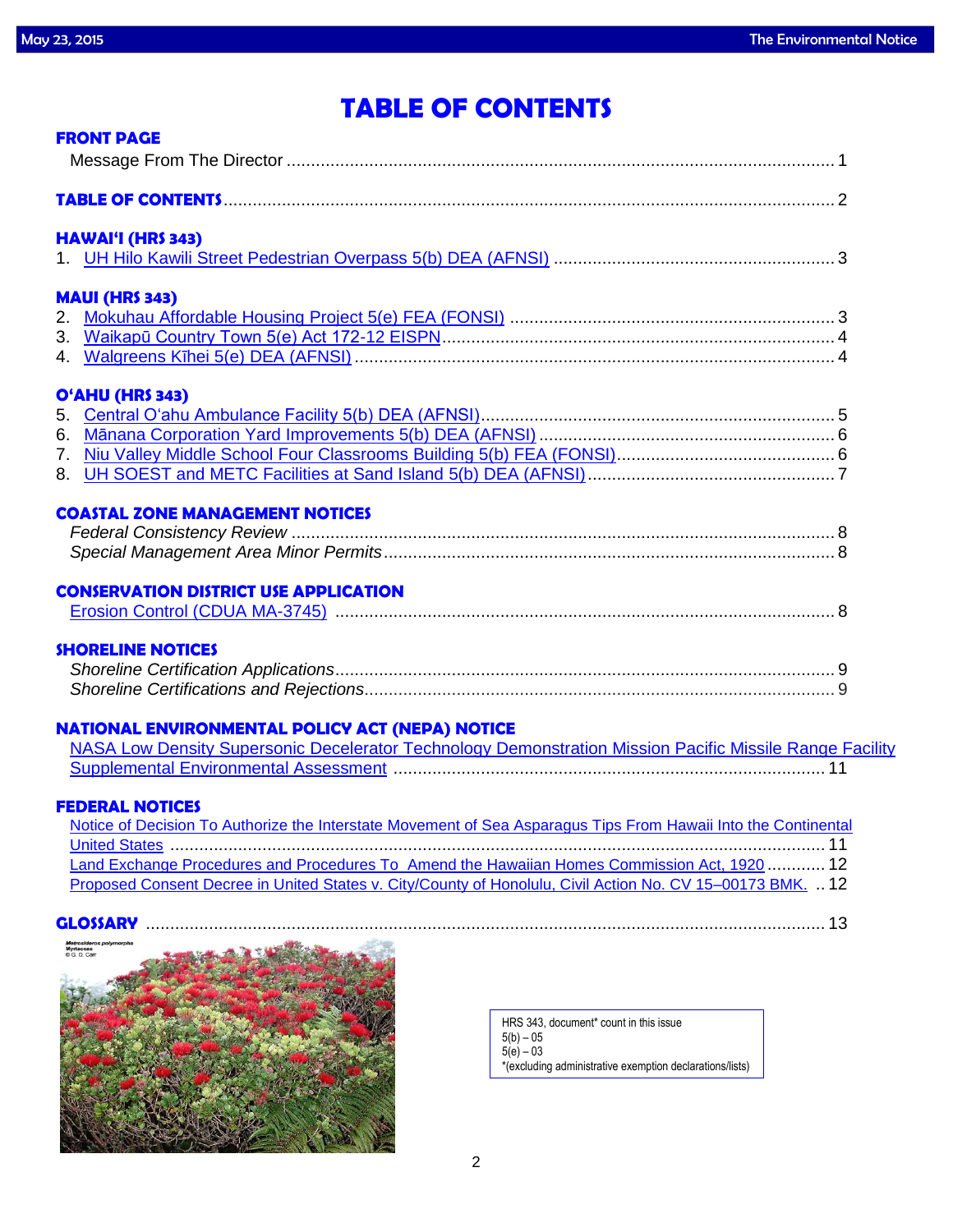# TABLE OF CONTENTS

## FRONT PAGE

Message From The Director ........................................................................ 1

## TABLE OF CONTENTS ........................................................................ 2

## HAWAI'I (HRS 343)

1. UH Hilo Kawili Street Pedestrian Overpass 5(b) DEA (AFNSI) .................................... 3

## MAUI (HRS 343)

2. Mokuhau Affordable Housing Project 5(e) FEA (FONSI) .................................... 3
3. Waikapū Country Town 5(e) Act 172-12 EISPN .................................... 4
4. Walgreens Kīhei 5(e) DEA (AFNSI) .................................... 4

## O'AHU (HRS 343)

5. Central O'ahu Ambulance Facility 5(b) DEA (AFNSI) .................................... 5
6. Mānana Corporation Yard Improvements 5(b) DEA (AFNSI) .................................... 6
7. Niu Valley Middle School Four Classrooms Building 5(b) FEA (FONSI) .................................... 6
8. UH SOEST and METC Facilities at Sand Island 5(b) DEA (AFNSI) .................................... 7

## COASTAL ZONE MANAGEMENT NOTICES

*Federal Consistency Review* .................................... 8
*Special Management Area Minor Permits* .................................... 8

## CONSERVATION DISTRICT USE APPLICATION

Erosion Control (CDUA MA-3745) .................................... 8

## SHORELINE NOTICES

*Shoreline Certification Applications* .................................... 9
*Shoreline Certifications and Rejections* .................................... 9

## NATIONAL ENVIRONMENTAL POLICY ACT (NEPA) NOTICE

NASA Low Density Supersonic Decelerator Technology Demonstration Mission Pacific Missile Range Facility Supplemental Environmental Assessment .................................... 11

## FEDERAL NOTICES

Notice of Decision To Authorize the Interstate Movement of Sea Asparagus Tips From Hawaii Into the Continental United States .................................... 11
Land Exchange Procedures and Procedures To Amend the Hawaiian Homes Commission Act, 1920 .................................... 12
Proposed Consent Decree in United States v. City/County of Honolulu, Civil Action No. CV 15–00173 BMK. .................................... 12

## GLOSSARY .................................... 13

HRS 343, document* count in this issue
5(b) – 05
5(e) – 03
*(excluding administrative exemption declarations/lists)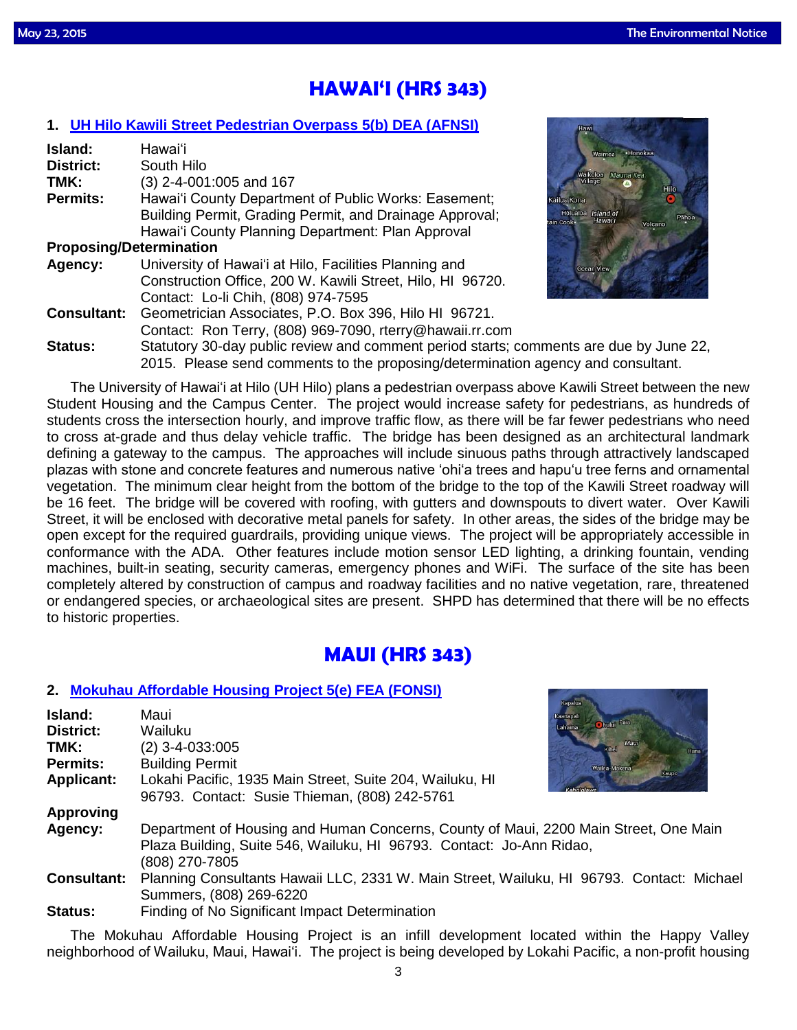# HAWAIʻI (HRS 343)

## 1. UH Hilo Kawili Street Pedestrian Overpass 5(b) DEA (AFNSI)

**Island:** Hawaiʻi
**District:** South Hilo
**TMK:** (3) 2-4-001:005 and 167
**Permits:** Hawaiʻi County Department of Public Works: Easement; Building Permit, Grading Permit, and Drainage Approval; Hawaiʻi County Planning Department: Plan Approval
**Proposing/Determination Agency:** University of Hawaiʻi at Hilo, Facilities Planning and Construction Office, 200 W. Kawili Street, Hilo, HI 96720. Contact: Lo-li Chih, (808) 974-7595
**Consultant:** Geometrician Associates, P.O. Box 396, Hilo HI 96721. Contact: Ron Terry, (808) 969-7090, rterry@hawaii.rr.com
**Status:** Statutory 30-day public review and comment period starts; comments are due by June 22, 2015. Please send comments to the proposing/determination agency and consultant.

The University of Hawaiʻi at Hilo (UH Hilo) plans a pedestrian overpass above Kawili Street between the new Student Housing and the Campus Center. The project would increase safety for pedestrians, as hundreds of students cross the intersection hourly, and improve traffic flow, as there will be far fewer pedestrians who need to cross at-grade and thus delay vehicle traffic. The bridge has been designed as an architectural landmark defining a gateway to the campus. The approaches will include sinuous paths through attractively landscaped plazas with stone and concrete features and numerous native ʻohiʻa trees and hapuʻu tree ferns and ornamental vegetation. The minimum clear height from the bottom of the bridge to the top of the Kawili Street roadway will be 16 feet. The bridge will be covered with roofing, with gutters and downspouts to divert water. Over Kawili Street, it will be enclosed with decorative metal panels for safety. In other areas, the sides of the bridge may be open except for the required guardrails, providing unique views. The project will be appropriately accessible in conformance with the ADA. Other features include motion sensor LED lighting, a drinking fountain, vending machines, built-in seating, security cameras, emergency phones and WiFi. The surface of the site has been completely altered by construction of campus and roadway facilities and no native vegetation, rare, threatened or endangered species, or archaeological sites are present. SHPD has determined that there will be no effects to historic properties.

# MAUI (HRS 343)

## 2. Mokuhau Affordable Housing Project 5(e) FEA (FONSI)

**Island:** Maui
**District:** Wailuku
**TMK:** (2) 3-4-033:005
**Permits:** Building Permit
**Applicant:** Lokahi Pacific, 1935 Main Street, Suite 204, Wailuku, HI 96793. Contact: Susie Thieman, (808) 242-5761
**Approving Agency:** Department of Housing and Human Concerns, County of Maui, 2200 Main Street, One Main Plaza Building, Suite 546, Wailuku, HI 96793. Contact: Jo-Ann Ridao, (808) 270-7805
**Consultant:** Planning Consultants Hawaii LLC, 2331 W. Main Street, Wailuku, HI 96793. Contact: Michael Summers, (808) 269-6220
**Status:** Finding of No Significant Impact Determination

The Mokuhau Affordable Housing Project is an infill development located within the Happy Valley neighborhood of Wailuku, Maui, Hawaiʻi. The project is being developed by Lokahi Pacific, a non-profit housing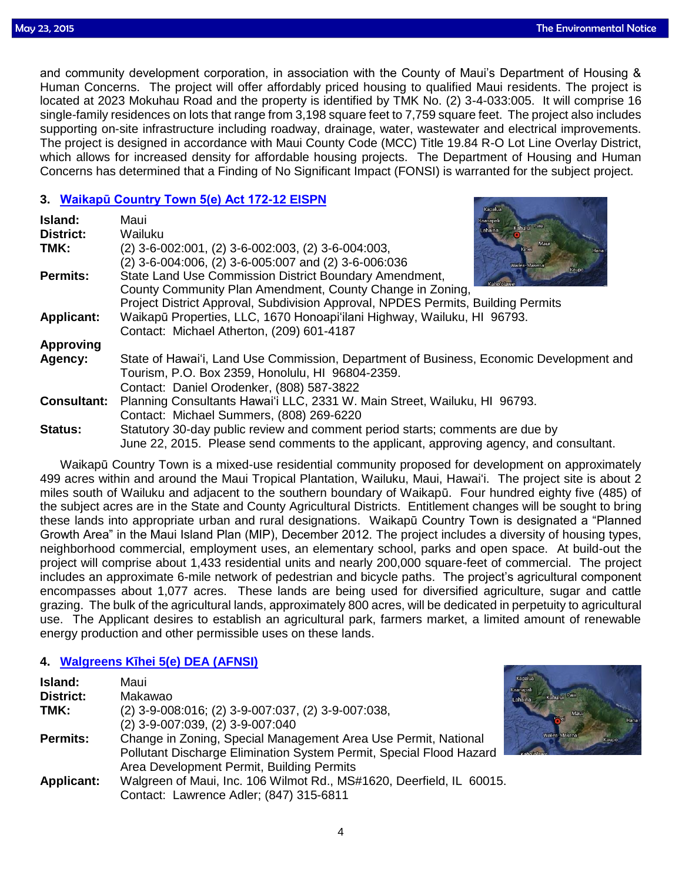and community development corporation, in association with the County of Maui's Department of Housing & Human Concerns. The project will offer affordably priced housing to qualified Maui residents. The project is located at 2023 Mokuhau Road and the property is identified by TMK No. (2) 3-4-033:005. It will comprise 16 single-family residences on lots that range from 3,198 square feet to 7,759 square feet. The project also includes supporting on-site infrastructure including roadway, drainage, water, wastewater and electrical improvements. The project is designed in accordance with Maui County Code (MCC) Title 19.84 R-O Lot Line Overlay District, which allows for increased density for affordable housing projects. The Department of Housing and Human Concerns has determined that a Finding of No Significant Impact (FONSI) is warranted for the subject project.

### 3. Waikapū Country Town 5(e) Act 172-12 EISPN

**Island:** Maui
**District:** Wailuku
**TMK:** (2) 3-6-002:001, (2) 3-6-002:003, (2) 3-6-004:003, (2) 3-6-004:006, (2) 3-6-005:007 and (2) 3-6-006:036
**Permits:** State Land Use Commission District Boundary Amendment, County Community Plan Amendment, County Change in Zoning, Project District Approval, Subdivision Approval, NPDES Permits, Building Permits
**Applicant:** Waikapū Properties, LLC, 1670 Honoapi'ilani Highway, Wailuku, HI 96793. Contact: Michael Atherton, (209) 601-4187
**Approving Agency:** State of Hawai'i, Land Use Commission, Department of Business, Economic Development and Tourism, P.O. Box 2359, Honolulu, HI 96804-2359. Contact: Daniel Orodenker, (808) 587-3822
**Consultant:** Planning Consultants Hawai'i LLC, 2331 W. Main Street, Wailuku, HI 96793. Contact: Michael Summers, (808) 269-6220
**Status:** Statutory 30-day public review and comment period starts; comments are due by June 22, 2015. Please send comments to the applicant, approving agency, and consultant.

Waikapū Country Town is a mixed-use residential community proposed for development on approximately 499 acres within and around the Maui Tropical Plantation, Wailuku, Maui, Hawai'i. The project site is about 2 miles south of Wailuku and adjacent to the southern boundary of Waikapū. Four hundred eighty five (485) of the subject acres are in the State and County Agricultural Districts. Entitlement changes will be sought to bring these lands into appropriate urban and rural designations. Waikapū Country Town is designated a "Planned Growth Area" in the Maui Island Plan (MIP), December 2012. The project includes a diversity of housing types, neighborhood commercial, employment uses, an elementary school, parks and open space. At build-out the project will comprise about 1,433 residential units and nearly 200,000 square-feet of commercial. The project includes an approximate 6-mile network of pedestrian and bicycle paths. The project's agricultural component encompasses about 1,077 acres. These lands are being used for diversified agriculture, sugar and cattle grazing. The bulk of the agricultural lands, approximately 800 acres, will be dedicated in perpetuity to agricultural use. The Applicant desires to establish an agricultural park, farmers market, a limited amount of renewable energy production and other permissible uses on these lands.

### 4. Walgreens Kīhei 5(e) DEA (AFNSI)

**Island:** Maui
**District:** Makawao
**TMK:** (2) 3-9-008:016; (2) 3-9-007:037, (2) 3-9-007:038, (2) 3-9-007:039, (2) 3-9-007:040
**Permits:** Change in Zoning, Special Management Area Use Permit, National Pollutant Discharge Elimination System Permit, Special Flood Hazard Area Development Permit, Building Permits
**Applicant:** Walgreen of Maui, Inc. 106 Wilmot Rd., MS#1620, Deerfield, IL 60015. Contact: Lawrence Adler; (847) 315-6811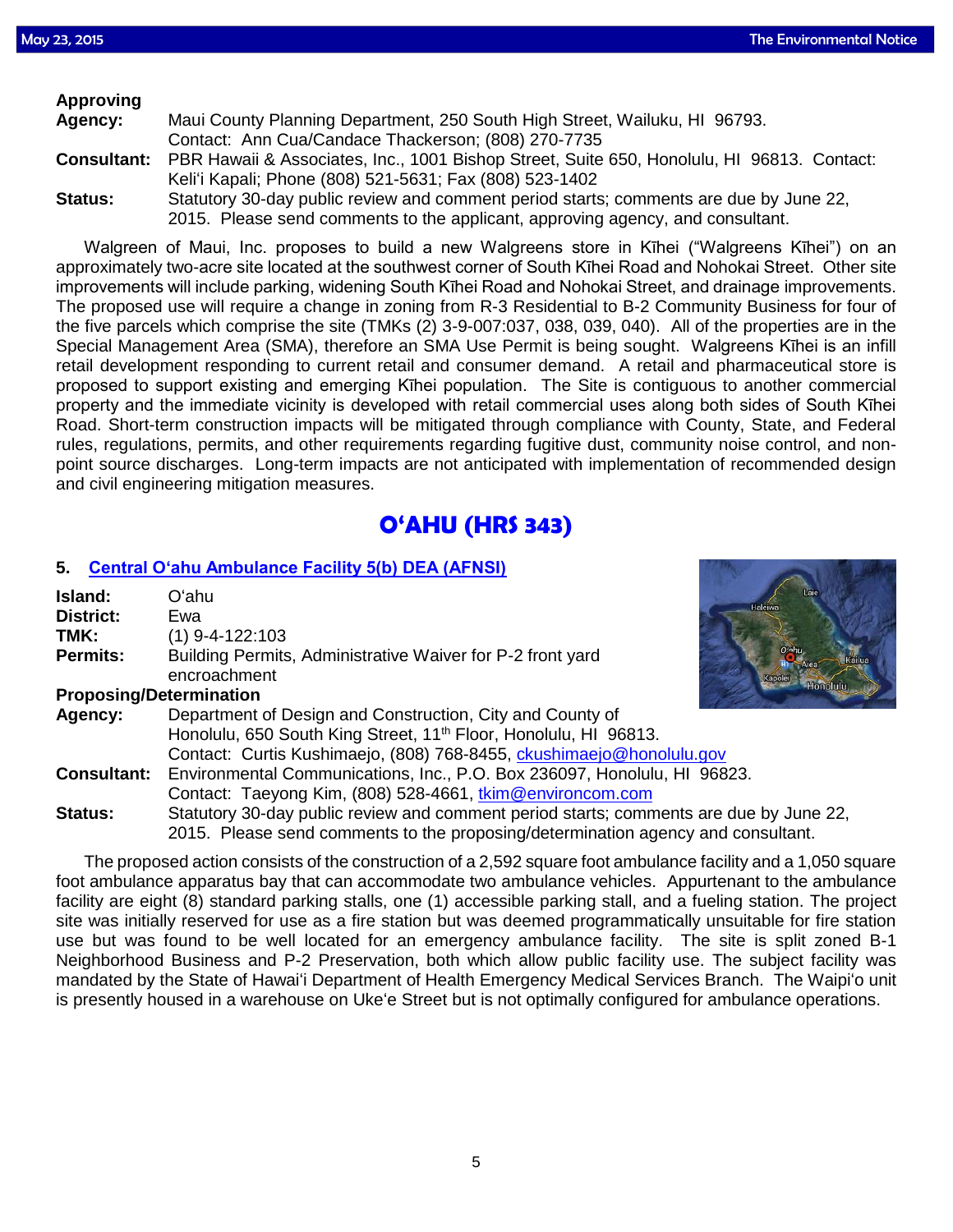**Approving Agency:** Maui County Planning Department, 250 South High Street, Wailuku, HI 96793. Contact: Ann Cua/Candace Thackerson; (808) 270-7735

**Consultant:** PBR Hawaii & Associates, Inc., 1001 Bishop Street, Suite 650, Honolulu, HI 96813. Contact: Keliʻi Kapali; Phone (808) 521-5631; Fax (808) 523-1402

**Status:** Statutory 30-day public review and comment period starts; comments are due by June 22, 2015. Please send comments to the applicant, approving agency, and consultant.

Walgreen of Maui, Inc. proposes to build a new Walgreens store in Kīhei ("Walgreens Kīhei") on an approximately two-acre site located at the southwest corner of South Kīhei Road and Nohokai Street. Other site improvements will include parking, widening South Kīhei Road and Nohokai Street, and drainage improvements. The proposed use will require a change in zoning from R-3 Residential to B-2 Community Business for four of the five parcels which comprise the site (TMKs (2) 3-9-007:037, 038, 039, 040). All of the properties are in the Special Management Area (SMA), therefore an SMA Use Permit is being sought. Walgreens Kīhei is an infill retail development responding to current retail and consumer demand. A retail and pharmaceutical store is proposed to support existing and emerging Kīhei population. The Site is contiguous to another commercial property and the immediate vicinity is developed with retail commercial uses along both sides of South Kīhei Road. Short-term construction impacts will be mitigated through compliance with County, State, and Federal rules, regulations, permits, and other requirements regarding fugitive dust, community noise control, and non-point source discharges. Long-term impacts are not anticipated with implementation of recommended design and civil engineering mitigation measures.

## OʻAHU (HRS 343)

### 5. Central Oʻahu Ambulance Facility 5(b) DEA (AFNSI)

**Island:** Oʻahu

**District:** Ewa

**TMK:** (1) 9-4-122:103

**Permits:** Building Permits, Administrative Waiver for P-2 front yard encroachment

**Proposing/Determination Agency:** Department of Design and Construction, City and County of Honolulu, 650 South King Street, 11th Floor, Honolulu, HI 96813. Contact: Curtis Kushimaejo, (808) 768-8455, ckushimaejo@honolulu.gov

**Consultant:** Environmental Communications, Inc., P.O. Box 236097, Honolulu, HI 96823. Contact: Taeyong Kim, (808) 528-4661, tkim@environcom.com

**Status:** Statutory 30-day public review and comment period starts; comments are due by June 22, 2015. Please send comments to the proposing/determination agency and consultant.

The proposed action consists of the construction of a 2,592 square foot ambulance facility and a 1,050 square foot ambulance apparatus bay that can accommodate two ambulance vehicles. Appurtenant to the ambulance facility are eight (8) standard parking stalls, one (1) accessible parking stall, and a fueling station. The project site was initially reserved for use as a fire station but was deemed programmatically unsuitable for fire station use but was found to be well located for an emergency ambulance facility. The site is split zoned B-1 Neighborhood Business and P-2 Preservation, both which allow public facility use. The subject facility was mandated by the State of Hawaiʻi Department of Health Emergency Medical Services Branch. The Waipiʻo unit is presently housed in a warehouse on Ukeʻe Street but is not optimally configured for ambulance operations.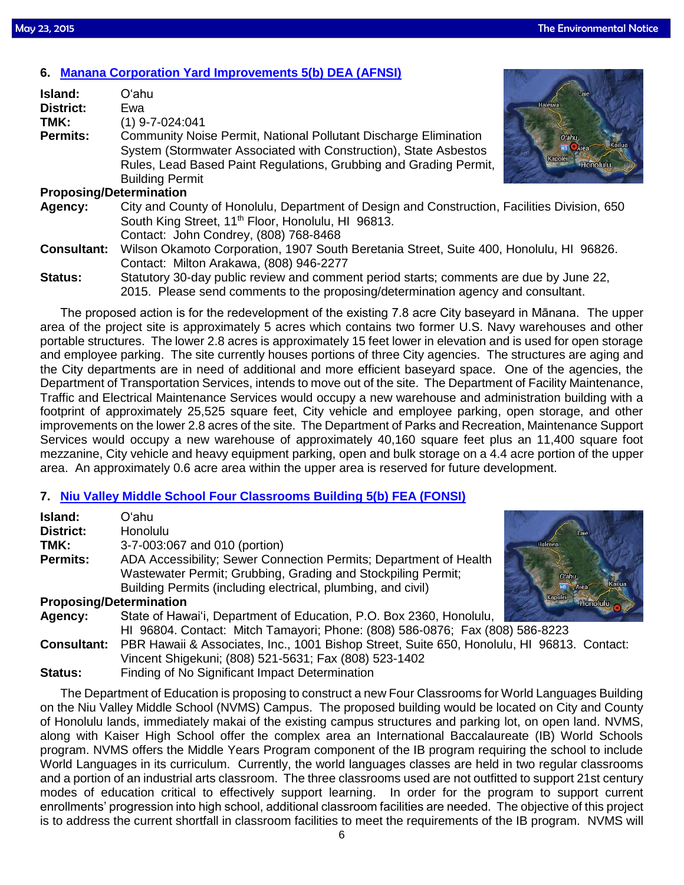## 6. [Manana Corporation Yard Improvements 5(b) DEA (AFNSI)]

**Island:** O'ahu
**District:** Ewa
**TMK:** (1) 9-7-024:041
**Permits:** Community Noise Permit, National Pollutant Discharge Elimination System (Stormwater Associated with Construction), State Asbestos Rules, Lead Based Paint Regulations, Grubbing and Grading Permit, Building Permit

**Proposing/Determination**
**Agency:** City and County of Honolulu, Department of Design and Construction, Facilities Division, 650 South King Street, 11th Floor, Honolulu, HI 96813.
Contact: John Condrey, (808) 768-8468
**Consultant:** Wilson Okamoto Corporation, 1907 South Beretania Street, Suite 400, Honolulu, HI 96826.
Contact: Milton Arakawa, (808) 946-2277
**Status:** Statutory 30-day public review and comment period starts; comments are due by June 22, 2015. Please send comments to the proposing/determination agency and consultant.

The proposed action is for the redevelopment of the existing 7.8 acre City baseyard in Mānana. The upper area of the project site is approximately 5 acres which contains two former U.S. Navy warehouses and other portable structures. The lower 2.8 acres is approximately 15 feet lower in elevation and is used for open storage and employee parking. The site currently houses portions of three City agencies. The structures are aging and the City departments are in need of additional and more efficient baseyard space. One of the agencies, the Department of Transportation Services, intends to move out of the site. The Department of Facility Maintenance, Traffic and Electrical Maintenance Services would occupy a new warehouse and administration building with a footprint of approximately 25,525 square feet, City vehicle and employee parking, open storage, and other improvements on the lower 2.8 acres of the site. The Department of Parks and Recreation, Maintenance Support Services would occupy a new warehouse of approximately 40,160 square feet plus an 11,400 square foot mezzanine, City vehicle and heavy equipment parking, open and bulk storage on a 4.4 acre portion of the upper area. An approximately 0.6 acre area within the upper area is reserved for future development.

## 7. [Niu Valley Middle School Four Classrooms Building 5(b) FEA (FONSI)]

**Island:** O'ahu
**District:** Honolulu
**TMK:** 3-7-003:067 and 010 (portion)
**Permits:** ADA Accessibility; Sewer Connection Permits; Department of Health Wastewater Permit; Grubbing, Grading and Stockpiling Permit; Building Permits (including electrical, plumbing, and civil)

**Proposing/Determination**
**Agency:** State of Hawai'i, Department of Education, P.O. Box 2360, Honolulu, HI 96804. Contact: Mitch Tamayori; Phone: (808) 586-0876; Fax (808) 586-8223
**Consultant:** PBR Hawaii & Associates, Inc., 1001 Bishop Street, Suite 650, Honolulu, HI 96813. Contact: Vincent Shigekuni; (808) 521-5631; Fax (808) 523-1402
**Status:** Finding of No Significant Impact Determination

The Department of Education is proposing to construct a new Four Classrooms for World Languages Building on the Niu Valley Middle School (NVMS) Campus. The proposed building would be located on City and County of Honolulu lands, immediately makai of the existing campus structures and parking lot, on open land. NVMS, along with Kaiser High School offer the complex area an International Baccalaureate (IB) World Schools program. NVMS offers the Middle Years Program component of the IB program requiring the school to include World Languages in its curriculum. Currently, the world languages classes are held in two regular classrooms and a portion of an industrial arts classroom. The three classrooms used are not outfitted to support 21st century modes of education critical to effectively support learning. In order for the program to support current enrollments' progression into high school, additional classroom facilities are needed. The objective of this project is to address the current shortfall in classroom facilities to meet the requirements of the IB program. NVMS will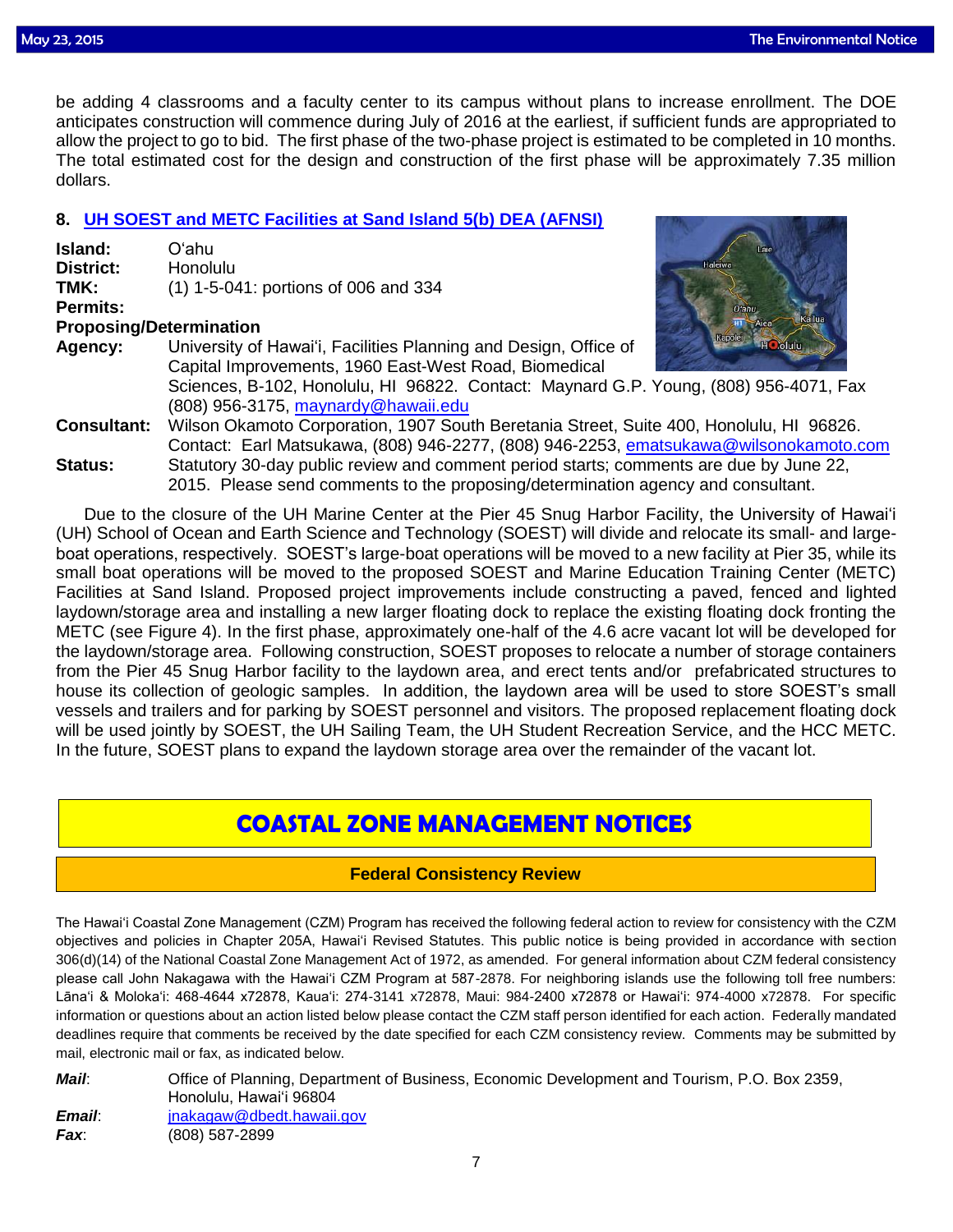be adding 4 classrooms and a faculty center to its campus without plans to increase enrollment. The DOE anticipates construction will commence during July of 2016 at the earliest, if sufficient funds are appropriated to allow the project to go to bid. The first phase of the two-phase project is estimated to be completed in 10 months. The total estimated cost for the design and construction of the first phase will be approximately 7.35 million dollars.

### 8. UH SOEST and METC Facilities at Sand Island 5(b) DEA (AFNSI)

**Island:** Oʻahu
**District:** Honolulu
**TMK:** (1) 1-5-041: portions of 006 and 334
**Permits:**
**Proposing/Determination Agency:** University of Hawaiʻi, Facilities Planning and Design, Office of Capital Improvements, 1960 East-West Road, Biomedical Sciences, B-102, Honolulu, HI 96822. Contact: Maynard G.P. Young, (808) 956-4071, Fax (808) 956-3175, maynardy@hawaii.edu
**Consultant:** Wilson Okamoto Corporation, 1907 South Beretania Street, Suite 400, Honolulu, HI 96826. Contact: Earl Matsukawa, (808) 946-2277, (808) 946-2253, ematsukawa@wilsonokamoto.com
**Status:** Statutory 30-day public review and comment period starts; comments are due by June 22, 2015. Please send comments to the proposing/determination agency and consultant.

Due to the closure of the UH Marine Center at the Pier 45 Snug Harbor Facility, the University of Hawaiʻi (UH) School of Ocean and Earth Science and Technology (SOEST) will divide and relocate its small- and large-boat operations, respectively. SOEST's large-boat operations will be moved to a new facility at Pier 35, while its small boat operations will be moved to the proposed SOEST and Marine Education Training Center (METC) Facilities at Sand Island. Proposed project improvements include constructing a paved, fenced and lighted laydown/storage area and installing a new larger floating dock to replace the existing floating dock fronting the METC (see Figure 4). In the first phase, approximately one-half of the 4.6 acre vacant lot will be developed for the laydown/storage area. Following construction, SOEST proposes to relocate a number of storage containers from the Pier 45 Snug Harbor facility to the laydown area, and erect tents and/or prefabricated structures to house its collection of geologic samples. In addition, the laydown area will be used to store SOEST's small vessels and trailers and for parking by SOEST personnel and visitors. The proposed replacement floating dock will be used jointly by SOEST, the UH Sailing Team, the UH Student Recreation Service, and the HCC METC. In the future, SOEST plans to expand the laydown storage area over the remainder of the vacant lot.

# COASTAL ZONE MANAGEMENT NOTICES

## Federal Consistency Review

The Hawaiʻi Coastal Zone Management (CZM) Program has received the following federal action to review for consistency with the CZM objectives and policies in Chapter 205A, Hawaiʻi Revised Statutes. This public notice is being provided in accordance with section 306(d)(14) of the National Coastal Zone Management Act of 1972, as amended. For general information about CZM federal consistency please call John Nakagawa with the Hawaiʻi CZM Program at 587-2878. For neighboring islands use the following toll free numbers: Lānaʻi & Molokaʻi: 468-4644 x72878, Kauaʻi: 274-3141 x72878, Maui: 984-2400 x72878 or Hawaiʻi: 974-4000 x72878. For specific information or questions about an action listed below please contact the CZM staff person identified for each action. Federally mandated deadlines require that comments be received by the date specified for each CZM consistency review. Comments may be submitted by mail, electronic mail or fax, as indicated below.

***Mail***: Office of Planning, Department of Business, Economic Development and Tourism, P.O. Box 2359, Honolulu, Hawaiʻi 96804
***Email***: jnakagaw@dbedt.hawaii.gov
***Fax***: (808) 587-2899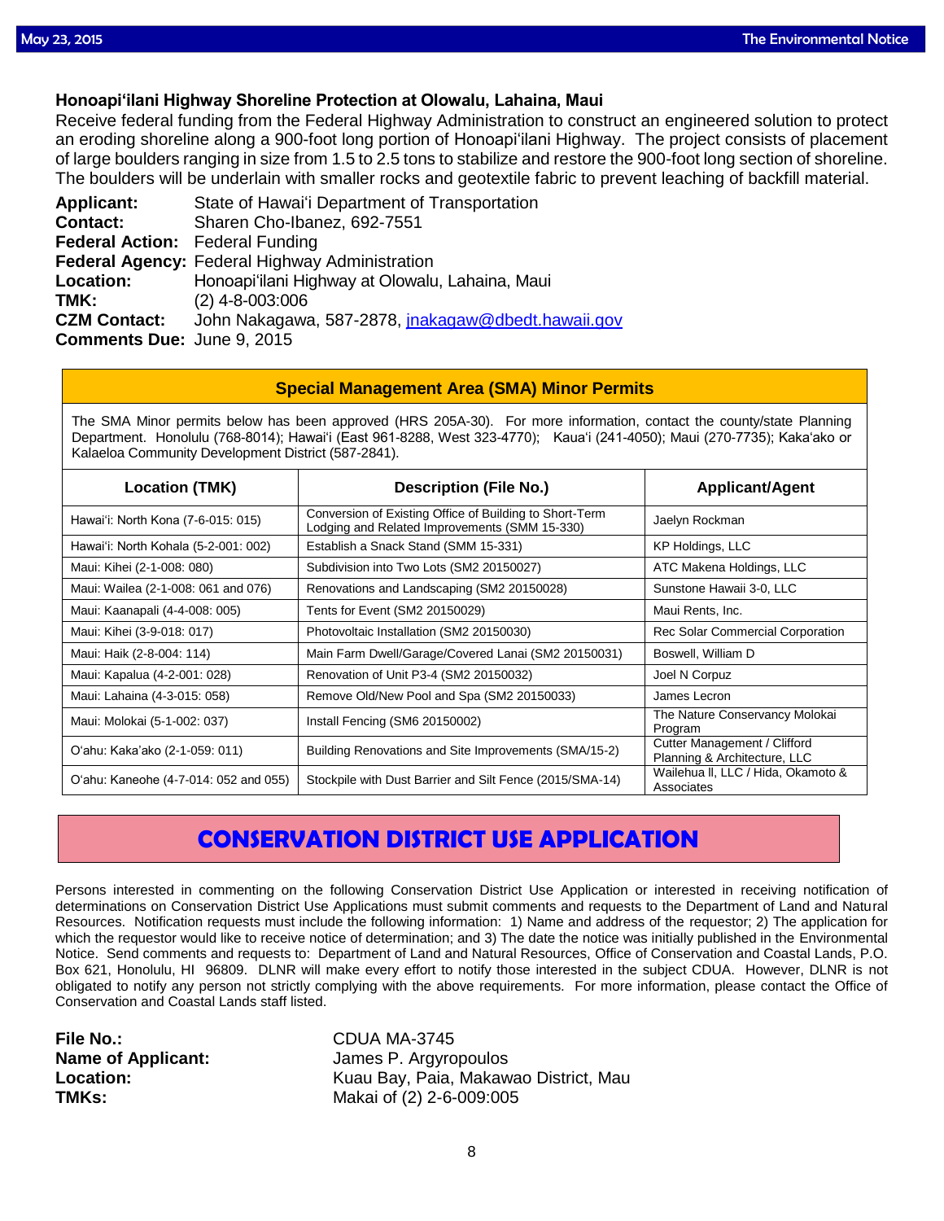### Honoapiʻilani Highway Shoreline Protection at Olowalu, Lahaina, Maui

Receive federal funding from the Federal Highway Administration to construct an engineered solution to protect an eroding shoreline along a 900-foot long portion of Honoapiʻilani Highway. The project consists of placement of large boulders ranging in size from 1.5 to 2.5 tons to stabilize and restore the 900-foot long section of shoreline. The boulders will be underlain with smaller rocks and geotextile fabric to prevent leaching of backfill material.

**Applicant:** State of Hawaiʻi Department of Transportation
**Contact:** Sharen Cho-Ibanez, 692-7551
**Federal Action:** Federal Funding
**Federal Agency:** Federal Highway Administration
**Location:** Honoapiʻilani Highway at Olowalu, Lahaina, Maui
**TMK:** (2) 4-8-003:006
**CZM Contact:** John Nakagawa, 587-2878, jnakagaw@dbedt.hawaii.gov
**Comments Due:** June 9, 2015

## Special Management Area (SMA) Minor Permits

The SMA Minor permits below has been approved (HRS 205A-30). For more information, contact the county/state Planning Department. Honolulu (768-8014); Hawaiʻi (East 961-8288, West 323-4770); Kauaʻi (241-4050); Maui (270-7735); Kakaʻako or Kalaeloa Community Development District (587-2841).

| Location (TMK) | Description (File No.) | Applicant/Agent |
|---|---|---|
| Hawaiʻi: North Kona (7-6-015: 015) | Conversion of Existing Office of Building to Short-Term Lodging and Related Improvements (SMM 15-330) | Jaelyn Rockman |
| Hawaiʻi: North Kohala (5-2-001: 002) | Establish a Snack Stand (SMM 15-331) | KP Holdings, LLC |
| Maui: Kihei (2-1-008: 080) | Subdivision into Two Lots (SM2 20150027) | ATC Makena Holdings, LLC |
| Maui: Wailea (2-1-008: 061 and 076) | Renovations and Landscaping (SM2 20150028) | Sunstone Hawaii 3-0, LLC |
| Maui: Kaanapali (4-4-008: 005) | Tents for Event (SM2 20150029) | Maui Rents, Inc. |
| Maui: Kihei (3-9-018: 017) | Photovoltaic Installation (SM2 20150030) | Rec Solar Commercial Corporation |
| Maui: Haik (2-8-004: 114) | Main Farm Dwell/Garage/Covered Lanai (SM2 20150031) | Boswell, William D |
| Maui: Kapalua (4-2-001: 028) | Renovation of Unit P3-4 (SM2 20150032) | Joel N Corpuz |
| Maui: Lahaina (4-3-015: 058) | Remove Old/New Pool and Spa (SM2 20150033) | James Lecron |
| Maui: Molokai (5-1-002: 037) | Install Fencing (SM6 20150002) | The Nature Conservancy Molokai Program |
| Oʻahu: Kakaʻako (2-1-059: 011) | Building Renovations and Site Improvements (SMA/15-2) | Cutter Management / Clifford Planning & Architecture, LLC |
| Oʻahu: Kaneohe (4-7-014: 052 and 055) | Stockpile with Dust Barrier and Silt Fence (2015/SMA-14) | Wailehua II, LLC / Hida, Okamoto & Associates |

## CONSERVATION DISTRICT USE APPLICATION

Persons interested in commenting on the following Conservation District Use Application or interested in receiving notification of determinations on Conservation District Use Applications must submit comments and requests to the Department of Land and Natural Resources. Notification requests must include the following information: 1) Name and address of the requestor; 2) The application for which the requestor would like to receive notice of determination; and 3) The date the notice was initially published in the Environmental Notice. Send comments and requests to: Department of Land and Natural Resources, Office of Conservation and Coastal Lands, P.O. Box 621, Honolulu, HI 96809. DLNR will make every effort to notify those interested in the subject CDUA. However, DLNR is not obligated to notify any person not strictly complying with the above requirements. For more information, please contact the Office of Conservation and Coastal Lands staff listed.

**File No.:** CDUA MA-3745
**Name of Applicant:** James P. Argyropoulos
**Location:** Kuau Bay, Paia, Makawao District, Mau
**TMKs:** Makai of (2) 2-6-009:005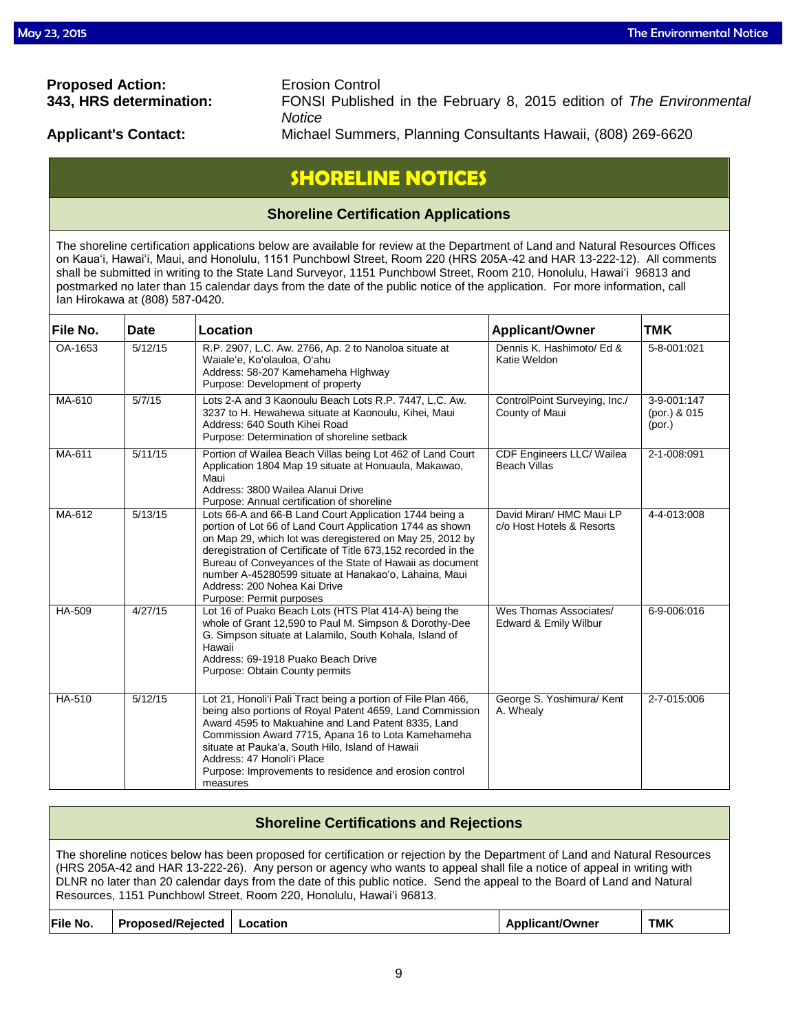**Proposed Action:** Erosion Control

**343, HRS determination:** FONSI Published in the February 8, 2015 edition of *The Environmental Notice*

**Applicant's Contact:** Michael Summers, Planning Consultants Hawaii, (808) 269-6620

# SHORELINE NOTICES

## Shoreline Certification Applications

The shoreline certification applications below are available for review at the Department of Land and Natural Resources Offices on Kaua'i, Hawai'i, Maui, and Honolulu, 1151 Punchbowl Street, Room 220 (HRS 205A-42 and HAR 13-222-12). All comments shall be submitted in writing to the State Land Surveyor, 1151 Punchbowl Street, Room 210, Honolulu, Hawai'i 96813 and postmarked no later than 15 calendar days from the date of the public notice of the application. For more information, call Ian Hirokawa at (808) 587-0420.

| File No. | Date | Location | Applicant/Owner | TMK |
|---|---|---|---|---|
| OA-1653 | 5/12/15 | R.P. 2907, L.C. Aw. 2766, Ap. 2 to Nanoloa situate at Waiale'e, Ko'olauloa, O'ahu<br>Address: 58-207 Kamehameha Highway<br>Purpose: Development of property | Dennis K. Hashimoto/ Ed & Katie Weldon | 5-8-001:021 |
| MA-610 | 5/7/15 | Lots 2-A and 3 Kaonoulu Beach Lots R.P. 7447, L.C. Aw. 3237 to H. Hewahewa situate at Kaonoulu, Kihei, Maui<br>Address: 640 South Kihei Road<br>Purpose: Determination of shoreline setback | ControlPoint Surveying, Inc./ County of Maui | 3-9-001:147 (por.) & 015 (por.) |
| MA-611 | 5/11/15 | Portion of Wailea Beach Villas being Lot 462 of Land Court Application 1804 Map 19 situate at Honuaula, Makawao, Maui<br>Address: 3800 Wailea Alanui Drive<br>Purpose: Annual certification of shoreline | CDF Engineers LLC/ Wailea Beach Villas | 2-1-008:091 |
| MA-612 | 5/13/15 | Lots 66-A and 66-B Land Court Application 1744 being a portion of Lot 66 of Land Court Application 1744 as shown on Map 29, which lot was deregistered on May 25, 2012 by deregistration of Certificate of Title 673,152 recorded in the Bureau of Conveyances of the State of Hawaii as document number A-45280599 situate at Hanakao'o, Lahaina, Maui<br>Address: 200 Nohea Kai Drive<br>Purpose: Permit purposes | David Miran/ HMC Maui LP c/o Host Hotels & Resorts | 4-4-013:008 |
| HA-509 | 4/27/15 | Lot 16 of Puako Beach Lots (HTS Plat 414-A) being the whole of Grant 12,590 to Paul M. Simpson & Dorothy-Dee G. Simpson situate at Lalamilo, South Kohala, Island of Hawaii<br>Address: 69-1918 Puako Beach Drive<br>Purpose: Obtain County permits | Wes Thomas Associates/ Edward & Emily Wilbur | 6-9-006:016 |
| HA-510 | 5/12/15 | Lot 21, Honoli'i Pali Tract being a portion of File Plan 466, being also portions of Royal Patent 4659, Land Commission Award 4595 to Makuahine and Land Patent 8335, Land Commission Award 7715, Apana 16 to Lota Kamehameha situate at Pauka'a, South Hilo, Island of Hawaii<br>Address: 47 Honoli'i Place<br>Purpose: Improvements to residence and erosion control measures | George S. Yoshimura/ Kent A. Whealy | 2-7-015:006 |

## Shoreline Certifications and Rejections

The shoreline notices below has been proposed for certification or rejection by the Department of Land and Natural Resources (HRS 205A-42 and HAR 13-222-26). Any person or agency who wants to appeal shall file a notice of appeal in writing with DLNR no later than 20 calendar days from the date of this public notice. Send the appeal to the Board of Land and Natural Resources, 1151 Punchbowl Street, Room 220, Honolulu, Hawai'i 96813.

| File No. | Proposed/Rejected | Location | Applicant/Owner | TMK |
|---|---|---|---|---|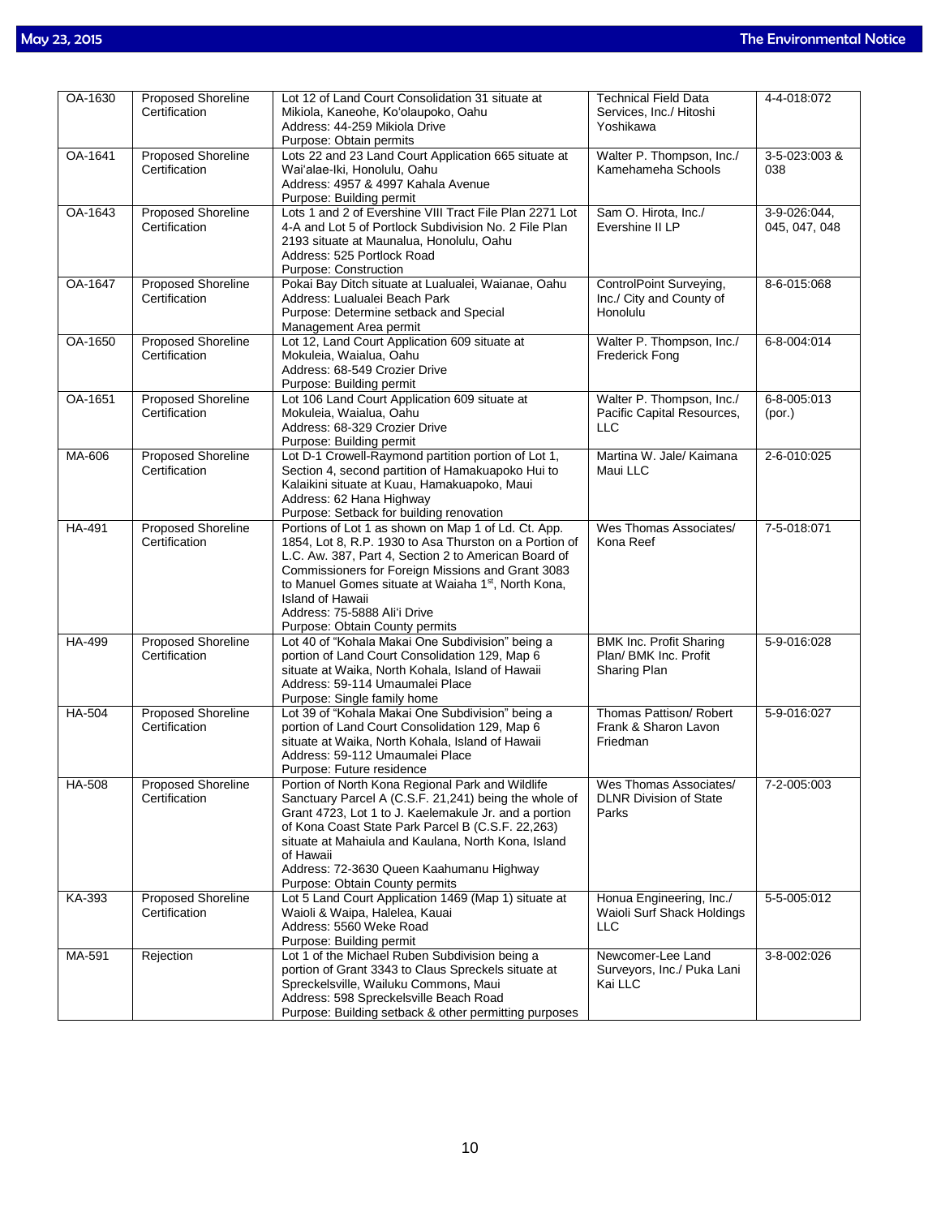| OA-1630 | Proposed Shoreline Certification | Lot 12 of Land Court Consolidation 31 situate at Mikiola, Kaneohe, Ko'olaupoko, Oahu<br>Address: 44-259 Mikiola Drive<br>Purpose: Obtain permits | Technical Field Data Services, Inc./ Hitoshi Yoshikawa | 4-4-018:072 |
|---|---|---|---|---|
| OA-1641 | Proposed Shoreline Certification | Lots 22 and 23 Land Court Application 665 situate at Wai'alae-Iki, Honolulu, Oahu<br>Address: 4957 & 4997 Kahala Avenue<br>Purpose: Building permit | Walter P. Thompson, Inc./ Kamehameha Schools | 3-5-023:003 & 038 |
| OA-1643 | Proposed Shoreline Certification | Lots 1 and 2 of Evershine VIII Tract File Plan 2271 Lot 4-A and Lot 5 of Portlock Subdivision No. 2 File Plan 2193 situate at Maunalua, Honolulu, Oahu<br>Address: 525 Portlock Road<br>Purpose: Construction | Sam O. Hirota, Inc./ Evershine II LP | 3-9-026:044, 045, 047, 048 |
| OA-1647 | Proposed Shoreline Certification | Pokai Bay Ditch situate at Lualualei, Waianae, Oahu<br>Address: Lualualei Beach Park<br>Purpose: Determine setback and Special Management Area permit | ControlPoint Surveying, Inc./ City and County of Honolulu | 8-6-015:068 |
| OA-1650 | Proposed Shoreline Certification | Lot 12, Land Court Application 609 situate at Mokuleia, Waialua, Oahu<br>Address: 68-549 Crozier Drive<br>Purpose: Building permit | Walter P. Thompson, Inc./ Frederick Fong | 6-8-004:014 |
| OA-1651 | Proposed Shoreline Certification | Lot 106 Land Court Application 609 situate at Mokuleia, Waialua, Oahu<br>Address: 68-329 Crozier Drive<br>Purpose: Building permit | Walter P. Thompson, Inc./ Pacific Capital Resources, LLC | 6-8-005:013 (por.) |
| MA-606 | Proposed Shoreline Certification | Lot D-1 Crowell-Raymond partition portion of Lot 1, Section 4, second partition of Hamakuapoko Hui to Kalaikini situate at Kuau, Hamakuapoko, Maui<br>Address: 62 Hana Highway<br>Purpose: Setback for building renovation | Martina W. Jale/ Kaimana Maui LLC | 2-6-010:025 |
| HA-491 | Proposed Shoreline Certification | Portions of Lot 1 as shown on Map 1 of Ld. Ct. App. 1854, Lot 8, R.P. 1930 to Asa Thurston on a Portion of L.C. Aw. 387, Part 4, Section 2 to American Board of Commissioners for Foreign Missions and Grant 3083 to Manuel Gomes situate at Waiaha 1st, North Kona, Island of Hawaii<br>Address: 75-5888 Ali'i Drive<br>Purpose: Obtain County permits | Wes Thomas Associates/ Kona Reef | 7-5-018:071 |
| HA-499 | Proposed Shoreline Certification | Lot 40 of "Kohala Makai One Subdivision" being a portion of Land Court Consolidation 129, Map 6 situate at Waika, North Kohala, Island of Hawaii<br>Address: 59-114 Umaumalei Place<br>Purpose: Single family home | BMK Inc. Profit Sharing Plan/ BMK Inc. Profit Sharing Plan | 5-9-016:028 |
| HA-504 | Proposed Shoreline Certification | Lot 39 of "Kohala Makai One Subdivision" being a portion of Land Court Consolidation 129, Map 6 situate at Waika, North Kohala, Island of Hawaii<br>Address: 59-112 Umaumalei Place<br>Purpose: Future residence | Thomas Pattison/ Robert Frank & Sharon Lavon Friedman | 5-9-016:027 |
| HA-508 | Proposed Shoreline Certification | Portion of North Kona Regional Park and Wildlife Sanctuary Parcel A (C.S.F. 21,241) being the whole of Grant 4723, Lot 1 to J. Kaelemakule Jr. and a portion of Kona Coast State Park Parcel B (C.S.F. 22,263) situate at Mahaiula and Kaulana, North Kona, Island of Hawaii<br>Address: 72-3630 Queen Kaahumanu Highway<br>Purpose: Obtain County permits | Wes Thomas Associates/ DLNR Division of State Parks | 7-2-005:003 |
| KA-393 | Proposed Shoreline Certification | Lot 5 Land Court Application 1469 (Map 1) situate at Waioli & Waipa, Halelea, Kauai<br>Address: 5560 Weke Road<br>Purpose: Building permit | Honua Engineering, Inc./ Waioli Surf Shack Holdings LLC | 5-5-005:012 |
| MA-591 | Rejection | Lot 1 of the Michael Ruben Subdivision being a portion of Grant 3343 to Claus Spreckels situate at Spreckelsville, Wailuku Commons, Maui<br>Address: 598 Spreckelsville Beach Road<br>Purpose: Building setback & other permitting purposes | Newcomer-Lee Land Surveyors, Inc./ Puka Lani Kai LLC | 3-8-002:026 |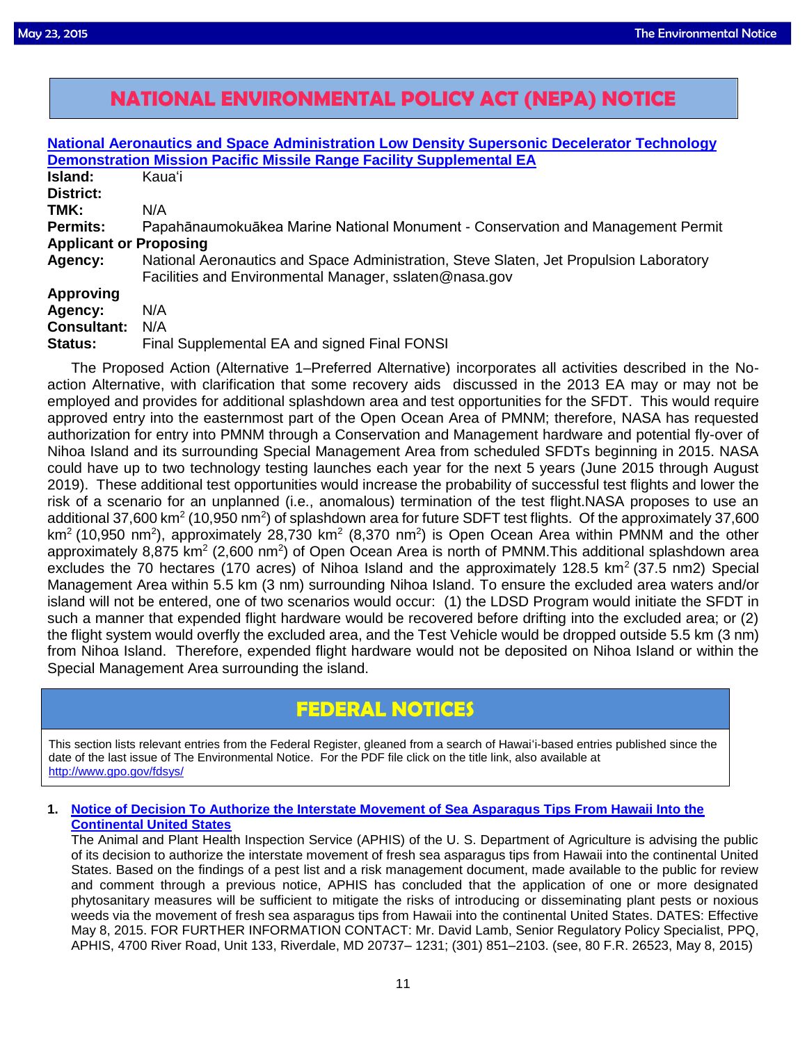# NATIONAL ENVIRONMENTAL POLICY ACT (NEPA) NOTICE

**National Aeronautics and Space Administration Low Density Supersonic Decelerator Technology Demonstration Mission Pacific Missile Range Facility Supplemental EA**

**Island:** Kauaʻi
**District:**
**TMK:** N/A
**Permits:** Papahānaumokuākea Marine National Monument - Conservation and Management Permit
**Applicant or Proposing Agency:** National Aeronautics and Space Administration, Steve Slaten, Jet Propulsion Laboratory Facilities and Environmental Manager, sslaten@nasa.gov
**Approving Agency:** N/A
**Consultant:** N/A
**Status:** Final Supplemental EA and signed Final FONSI

The Proposed Action (Alternative 1–Preferred Alternative) incorporates all activities described in the No-action Alternative, with clarification that some recovery aids discussed in the 2013 EA may or may not be employed and provides for additional splashdown area and test opportunities for the SFDT. This would require approved entry into the easternmost part of the Open Ocean Area of PMNM; therefore, NASA has requested authorization for entry into PMNM through a Conservation and Management hardware and potential fly-over of Nihoa Island and its surrounding Special Management Area from scheduled SFDTs beginning in 2015. NASA could have up to two technology testing launches each year for the next 5 years (June 2015 through August 2019). These additional test opportunities would increase the probability of successful test flights and lower the risk of a scenario for an unplanned (i.e., anomalous) termination of the test flight.NASA proposes to use an additional 37,600 km$^2$ (10,950 nm$^2$) of splashdown area for future SDFT test flights. Of the approximately 37,600 km$^2$ (10,950 nm$^2$), approximately 28,730 km$^2$ (8,370 nm$^2$) is Open Ocean Area within PMNM and the other approximately 8,875 km$^2$ (2,600 nm$^2$) of Open Ocean Area is north of PMNM.This additional splashdown area excludes the 70 hectares (170 acres) of Nihoa Island and the approximately 128.5 km$^2$ (37.5 nm2) Special Management Area within 5.5 km (3 nm) surrounding Nihoa Island. To ensure the excluded area waters and/or island will not be entered, one of two scenarios would occur: (1) the LDSD Program would initiate the SFDT in such a manner that expended flight hardware would be recovered before drifting into the excluded area; or (2) the flight system would overfly the excluded area, and the Test Vehicle would be dropped outside 5.5 km (3 nm) from Nihoa Island. Therefore, expended flight hardware would not be deposited on Nihoa Island or within the Special Management Area surrounding the island.

# FEDERAL NOTICES

This section lists relevant entries from the Federal Register, gleaned from a search of Hawaiʻi-based entries published since the date of the last issue of The Environmental Notice. For the PDF file click on the title link, also available at http://www.gpo.gov/fdsys/

1. **Notice of Decision To Authorize the Interstate Movement of Sea Asparagus Tips From Hawaii Into the Continental United States**
   The Animal and Plant Health Inspection Service (APHIS) of the U. S. Department of Agriculture is advising the public of its decision to authorize the interstate movement of fresh sea asparagus tips from Hawaii into the continental United States. Based on the findings of a pest list and a risk management document, made available to the public for review and comment through a previous notice, APHIS has concluded that the application of one or more designated phytosanitary measures will be sufficient to mitigate the risks of introducing or disseminating plant pests or noxious weeds via the movement of fresh sea asparagus tips from Hawaii into the continental United States. DATES: Effective May 8, 2015. FOR FURTHER INFORMATION CONTACT: Mr. David Lamb, Senior Regulatory Policy Specialist, PPQ, APHIS, 4700 River Road, Unit 133, Riverdale, MD 20737– 1231; (301) 851–2103. (see, 80 F.R. 26523, May 8, 2015)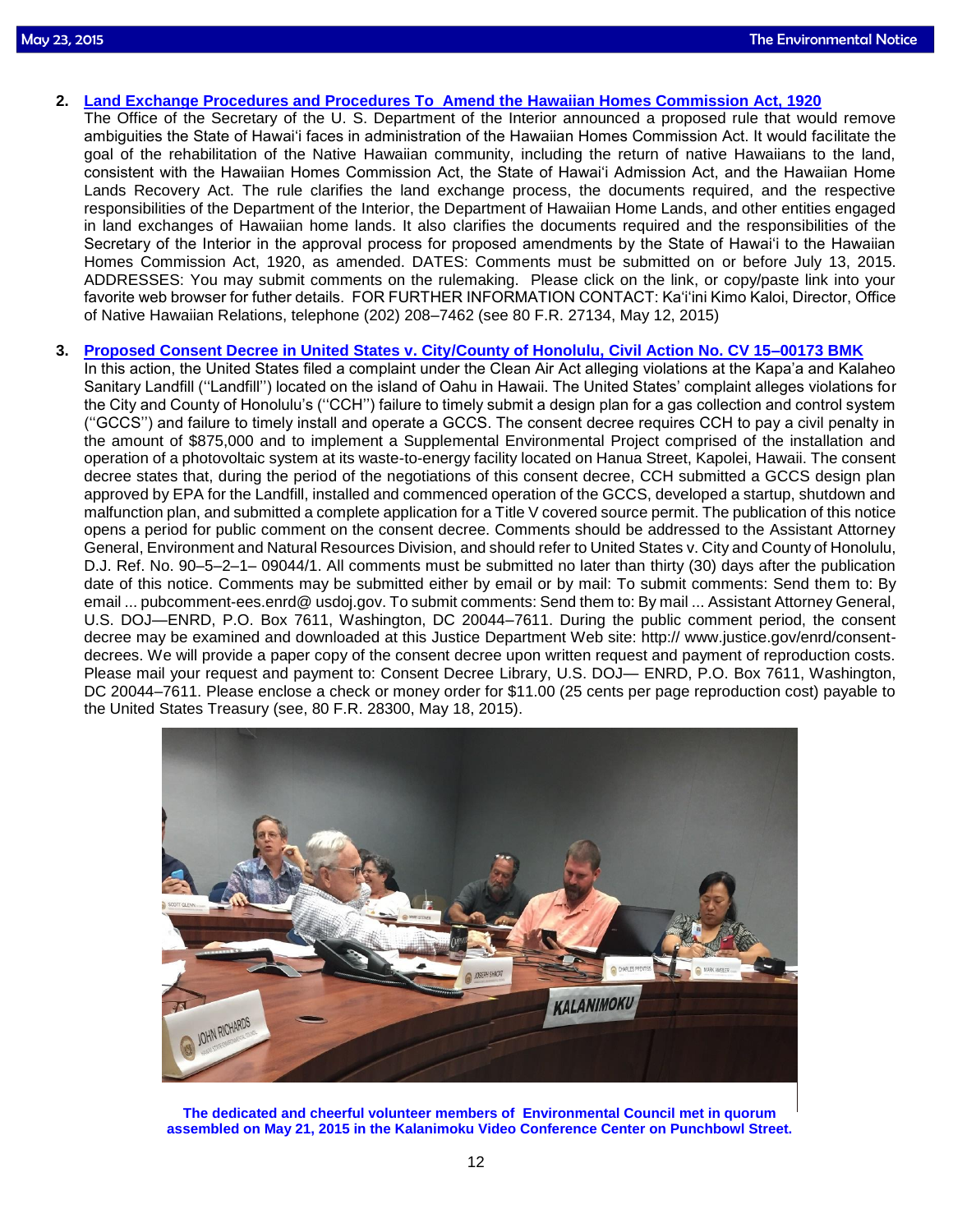2. **Land Exchange Procedures and Procedures To Amend the Hawaiian Homes Commission Act, 1920**
The Office of the Secretary of the U. S. Department of the Interior announced a proposed rule that would remove ambiguities the State of Hawaiʻi faces in administration of the Hawaiian Homes Commission Act. It would facilitate the goal of the rehabilitation of the Native Hawaiian community, including the return of native Hawaiians to the land, consistent with the Hawaiian Homes Commission Act, the State of Hawaiʻi Admission Act, and the Hawaiian Home Lands Recovery Act. The rule clarifies the land exchange process, the documents required, and the respective responsibilities of the Department of the Interior, the Department of Hawaiian Home Lands, and other entities engaged in land exchanges of Hawaiian home lands. It also clarifies the documents required and the responsibilities of the Secretary of the Interior in the approval process for proposed amendments by the State of Hawaiʻi to the Hawaiian Homes Commission Act, 1920, as amended. DATES: Comments must be submitted on or before July 13, 2015. ADDRESSES: You may submit comments on the rulemaking. Please click on the link, or copy/paste link into your favorite web browser for futher details. FOR FURTHER INFORMATION CONTACT: Kaʻiʻini Kimo Kaloi, Director, Office of Native Hawaiian Relations, telephone (202) 208–7462 (see 80 F.R. 27134, May 12, 2015)

3. **Proposed Consent Decree in United States v. City/County of Honolulu, Civil Action No. CV 15–00173 BMK**
In this action, the United States filed a complaint under the Clean Air Act alleging violations at the Kapa'a and Kalaheo Sanitary Landfill (''Landfill'') located on the island of Oahu in Hawaii. The United States' complaint alleges violations for the City and County of Honolulu's (''CCH'') failure to timely submit a design plan for a gas collection and control system (''GCCS'') and failure to timely install and operate a GCCS. The consent decree requires CCH to pay a civil penalty in the amount of $875,000 and to implement a Supplemental Environmental Project comprised of the installation and operation of a photovoltaic system at its waste-to-energy facility located on Hanua Street, Kapolei, Hawaii. The consent decree states that, during the period of the negotiations of this consent decree, CCH submitted a GCCS design plan approved by EPA for the Landfill, installed and commenced operation of the GCCS, developed a startup, shutdown and malfunction plan, and submitted a complete application for a Title V covered source permit. The publication of this notice opens a period for public comment on the consent decree. Comments should be addressed to the Assistant Attorney General, Environment and Natural Resources Division, and should refer to United States v. City and County of Honolulu, D.J. Ref. No. 90–5–2–1– 09044/1. All comments must be submitted no later than thirty (30) days after the publication date of this notice. Comments may be submitted either by email or by mail: To submit comments: Send them to: By email ... pubcomment-ees.enrd@ usdoj.gov. To submit comments: Send them to: By mail ... Assistant Attorney General, U.S. DOJ—ENRD, P.O. Box 7611, Washington, DC 20044–7611. During the public comment period, the consent decree may be examined and downloaded at this Justice Department Web site: http:// www.justice.gov/enrd/consent-decrees. We will provide a paper copy of the consent decree upon written request and payment of reproduction costs. Please mail your request and payment to: Consent Decree Library, U.S. DOJ— ENRD, P.O. Box 7611, Washington, DC 20044–7611. Please enclose a check or money order for $11.00 (25 cents per page reproduction cost) payable to the United States Treasury (see, 80 F.R. 28300, May 18, 2015).

**The dedicated and cheerful volunteer members of Environmental Council met in quorum assembled on May 21, 2015 in the Kalanimoku Video Conference Center on Punchbowl Street.**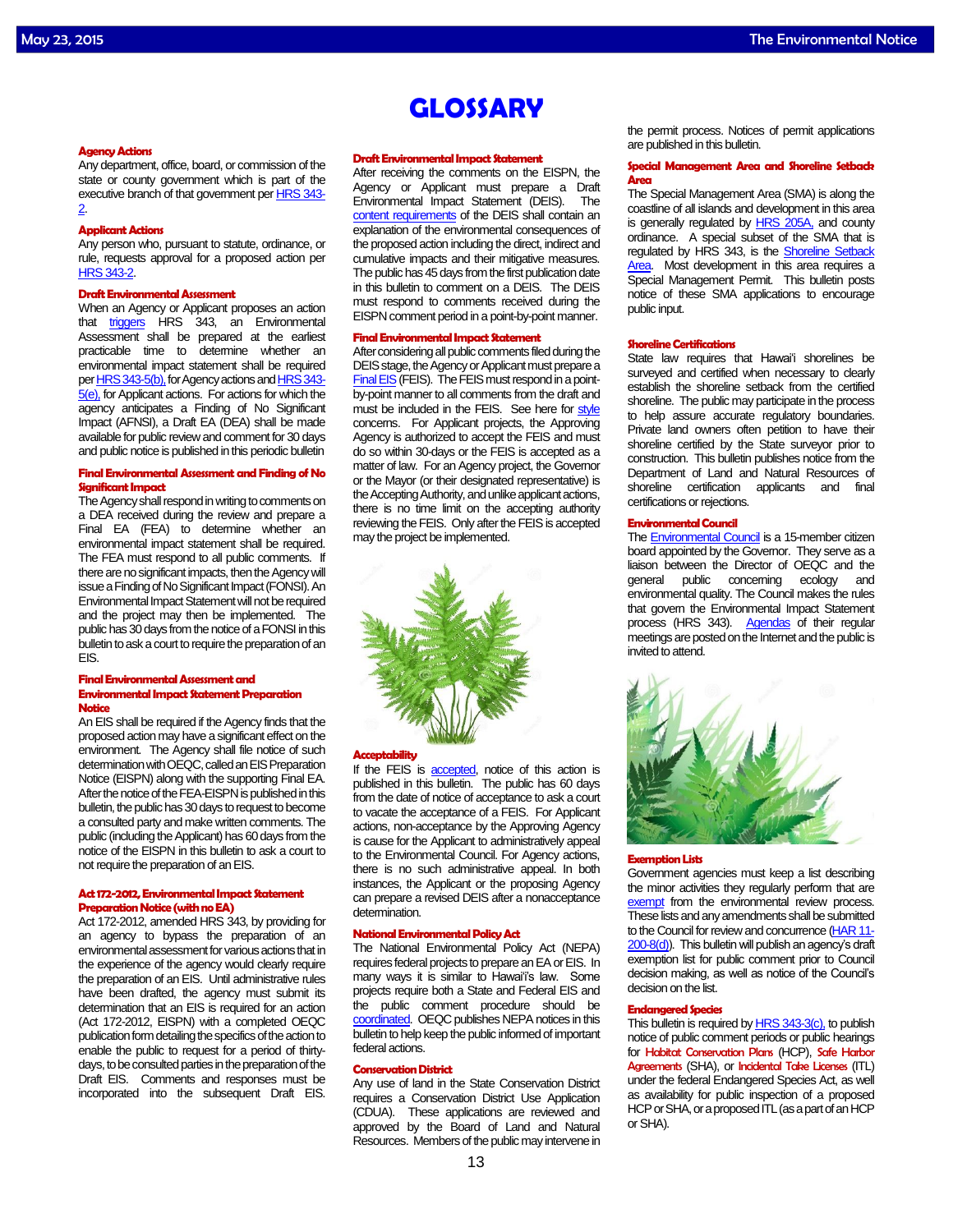# GLOSSARY

### Agency Actions

Any department, office, board, or commission of the state or county government which is part of the executive branch of that government per HRS 343-2.

### Applicant Actions

Any person who, pursuant to statute, ordinance, or rule, requests approval for a proposed action per HRS 343-2.

### Draft Environmental Assessment

When an Agency or Applicant proposes an action that triggers HRS 343, an Environmental Assessment shall be prepared at the earliest practicable time to determine whether an environmental impact statement shall be required per HRS 343-5(b), for Agency actions and HRS 343-5(e), for Applicant actions. For actions for which the agency anticipates a Finding of No Significant Impact (AFNSI), a Draft EA (DEA) shall be made available for public review and comment for 30 days and public notice is published in this periodic bulletin

### Final Environmental Assessment and Finding of No Significant Impact

The Agency shall respond in writing to comments on a DEA received during the review and prepare a Final EA (FEA) to determine whether an environmental impact statement shall be required. The FEA must respond to all public comments. If there are no significant impacts, then the Agency will issue a Finding of No Significant Impact (FONSI). An Environmental Impact Statement will not be required and the project may then be implemented. The public has 30 days from the notice of a FONSI in this bulletin to ask a court to require the preparation of an EIS.

### Final Environmental Assessment and Environmental Impact Statement Preparation Notice

An EIS shall be required if the Agency finds that the proposed action may have a significant effect on the environment. The Agency shall file notice of such determination with OEQC, called an EIS Preparation Notice (EISPN) along with the supporting Final EA. After the notice of the FEA-EISPN is published in this bulletin, the public has 30 days to request to become a consulted party and make written comments. The public (including the Applicant) has 60 days from the notice of the EISPN in this bulletin to ask a court to not require the preparation of an EIS.

### Act 172-2012, Environmental Impact Statement Preparation Notice (with no EA)

Act 172-2012, amended HRS 343, by providing for an agency to bypass the preparation of an environmental assessment for various actions that in the experience of the agency would clearly require the preparation of an EIS. Until administrative rules have been drafted, the agency must submit its determination that an EIS is required for an action (Act 172-2012, EISPN) with a completed OEQC publication form detailing the specifics of the action to enable the public to request for a period of thirty-days, to be consulted parties in the preparation of the Draft EIS. Comments and responses must be incorporated into the subsequent Draft EIS.

### Draft Environmental Impact Statement

After receiving the comments on the EISPN, the Agency or Applicant must prepare a Draft Environmental Impact Statement (DEIS). The content requirements of the DEIS shall contain an explanation of the environmental consequences of the proposed action including the direct, indirect and cumulative impacts and their mitigative measures. The public has 45 days from the first publication date in this bulletin to comment on a DEIS. The DEIS must respond to comments received during the EISPN comment period in a point-by-point manner.

### Final Environmental Impact Statement

After considering all public comments filed during the DEIS stage, the Agency or Applicant must prepare a Final EIS (FEIS). The FEIS must respond in a point-by-point manner to all comments from the draft and must be included in the FEIS. See here for style concerns. For Applicant projects, the Approving Agency is authorized to accept the FEIS and must do so within 30-days or the FEIS is accepted as a matter of law. For an Agency project, the Governor or the Mayor (or their designated representative) is the Accepting Authority, and unlike applicant actions, there is no time limit on the accepting authority reviewing the FEIS. Only after the FEIS is accepted may the project be implemented.

### Acceptability

If the FEIS is accepted, notice of this action is published in this bulletin. The public has 60 days from the date of notice of acceptance to ask a court to vacate the acceptance of a FEIS. For Applicant actions, non-acceptance by the Approving Agency is cause for the Applicant to administratively appeal to the Environmental Council. For Agency actions, there is no such administrative appeal. In both instances, the Applicant or the proposing Agency can prepare a revised DEIS after a nonacceptance determination.

### National Environmental Policy Act

The National Environmental Policy Act (NEPA) requires federal projects to prepare an EA or EIS. In many ways it is similar to Hawai'i's law. Some projects require both a State and Federal EIS and the public comment procedure should be coordinated. OEQC publishes NEPA notices in this bulletin to help keep the public informed of important federal actions.

### Conservation District

Any use of land in the State Conservation District requires a Conservation District Use Application (CDUA). These applications are reviewed and approved by the Board of Land and Natural Resources. Members of the public may intervene in the permit process. Notices of permit applications are published in this bulletin.

### Special Management Area and Shoreline Setback Area

The Special Management Area (SMA) is along the coastline of all islands and development in this area is generally regulated by HRS 205A, and county ordinance. A special subset of the SMA that is regulated by HRS 343, is the Shoreline Setback Area. Most development in this area requires a Special Management Permit. This bulletin posts notice of these SMA applications to encourage public input.

### Shoreline Certifications

State law requires that Hawai'i shorelines be surveyed and certified when necessary to clearly establish the shoreline setback from the certified shoreline. The public may participate in the process to help assure accurate regulatory boundaries. Private land owners often petition to have their shoreline certified by the State surveyor prior to construction. This bulletin publishes notice from the Department of Land and Natural Resources of shoreline certification applicants and final certifications or rejections.

### Environmental Council

The Environmental Council is a 15-member citizen board appointed by the Governor. They serve as a liaison between the Director of OEQC and the general public concerning ecology and environmental quality. The Council makes the rules that govern the Environmental Impact Statement process (HRS 343). Agendas of their regular meetings are posted on the Internet and the public is invited to attend.

### Exemption Lists

Government agencies must keep a list describing the minor activities they regularly perform that are exempt from the environmental review process. These lists and any amendments shall be submitted to the Council for review and concurrence (HAR 11-200-8(d)). This bulletin will publish an agency's draft exemption list for public comment prior to Council decision making, as well as notice of the Council's decision on the list.

### Endangered Species

This bulletin is required by HRS 343-3(c), to publish notice of public comment periods or public hearings for Habitat Conservation Plans (HCP), Safe Harbor Agreements (SHA), or Incidental Take Licenses (ITL) under the federal Endangered Species Act, as well as availability for public inspection of a proposed HCP or SHA, or a proposed ITL (as a part of an HCP or SHA).